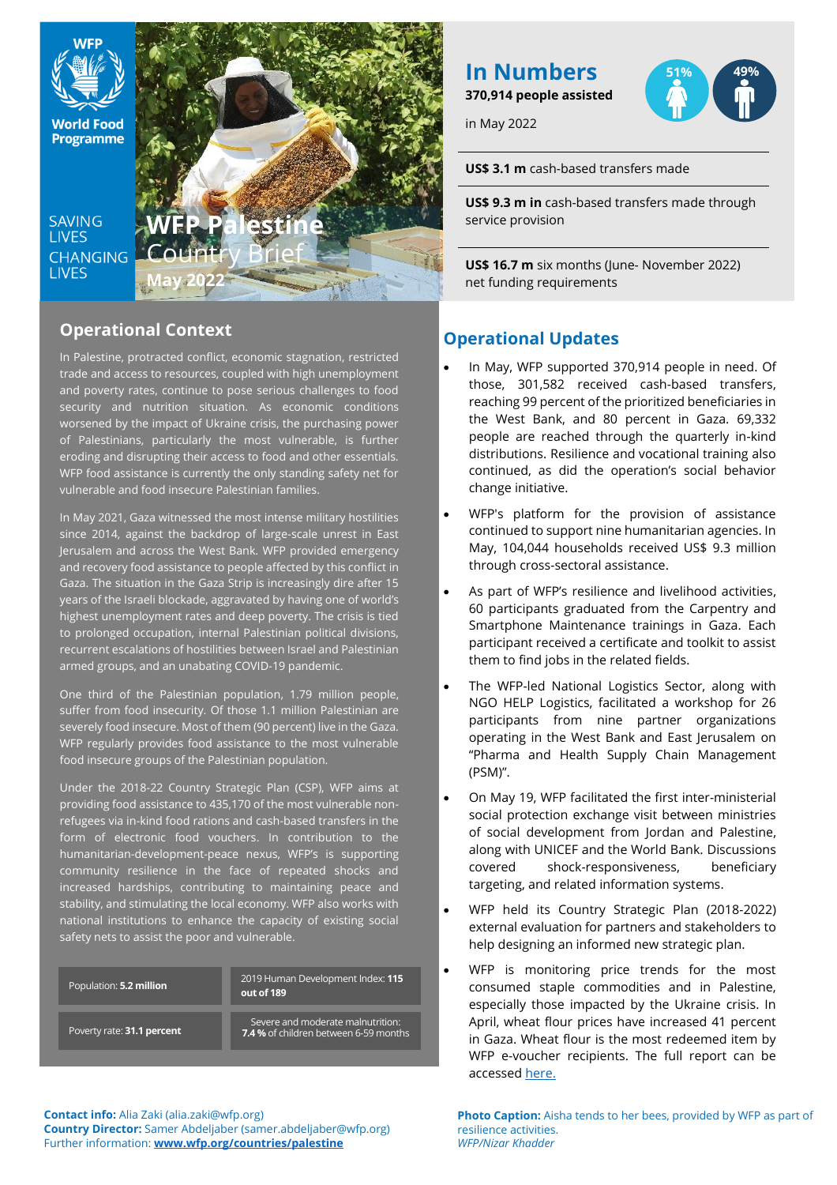World Food Programme

SAVING LIVES CHANGING LIVES

# WFP Palestine Country Brief

May 2022

## In Numbers

**370,914 people assisted** in May 2022

51% 49%

**US$ 3.1 m** cash-based transfers made

**US$ 9.3 m in** cash-based transfers made through service provision

**US$ 16.7 m** six months (June- November 2022) net funding requirements

## Operational Context

In Palestine, protracted conflict, economic stagnation, restricted trade and access to resources, coupled with high unemployment and poverty rates, continue to pose serious challenges to food security and nutrition situation. As economic conditions worsened by the impact of Ukraine crisis, the purchasing power of Palestinians, particularly the most vulnerable, is further eroding and disrupting their access to food and other essentials. WFP food assistance is currently the only standing safety net for vulnerable and food insecure Palestinian families.

In May 2021, Gaza witnessed the most intense military hostilities since 2014, against the backdrop of large-scale unrest in East Jerusalem and across the West Bank. WFP provided emergency and recovery food assistance to people affected by this conflict in Gaza. The situation in the Gaza Strip is increasingly dire after 15 years of the Israeli blockade, aggravated by having one of world's highest unemployment rates and deep poverty. The crisis is tied to prolonged occupation, internal Palestinian political divisions, recurrent escalations of hostilities between Israel and Palestinian armed groups, and an unabating COVID-19 pandemic.

One third of the Palestinian population, 1.79 million people, suffer from food insecurity. Of those 1.1 million Palestinian are severely food insecure. Most of them (90 percent) live in the Gaza. WFP regularly provides food assistance to the most vulnerable food insecure groups of the Palestinian population.

Under the 2018-22 Country Strategic Plan (CSP), WFP aims at providing food assistance to 435,170 of the most vulnerable non-refugees via in-kind food rations and cash-based transfers in the form of electronic food vouchers. In contribution to the humanitarian-development-peace nexus, WFP's is supporting community resilience in the face of repeated shocks and increased hardships, contributing to maintaining peace and stability, and stimulating the local economy. WFP also works with national institutions to enhance the capacity of existing social safety nets to assist the poor and vulnerable.

| Population: **5.2 million** | 2019 Human Development Index: **115 out of 189** |
|---|---|
| Poverty rate: **31.1 percent** | Severe and moderate malnutrition: **7.4 %** of children between 6-59 months |

## Operational Updates

- In May, WFP supported 370,914 people in need. Of those, 301,582 received cash-based transfers, reaching 99 percent of the prioritized beneficiaries in the West Bank, and 80 percent in Gaza. 69,332 people are reached through the quarterly in-kind distributions. Resilience and vocational training also continued, as did the operation's social behavior change initiative.
- WFP's platform for the provision of assistance continued to support nine humanitarian agencies. In May, 104,044 households received US$ 9.3 million through cross-sectoral assistance.
- As part of WFP's resilience and livelihood activities, 60 participants graduated from the Carpentry and Smartphone Maintenance trainings in Gaza. Each participant received a certificate and toolkit to assist them to find jobs in the related fields.
- The WFP-led National Logistics Sector, along with NGO HELP Logistics, facilitated a workshop for 26 participants from nine partner organizations operating in the West Bank and East Jerusalem on "Pharma and Health Supply Chain Management (PSM)".
- On May 19, WFP facilitated the first inter-ministerial social protection exchange visit between ministries of social development from Jordan and Palestine, along with UNICEF and the World Bank. Discussions covered shock-responsiveness, beneficiary targeting, and related information systems.
- WFP held its Country Strategic Plan (2018-2022) external evaluation for partners and stakeholders to help designing an informed new strategic plan.
- WFP is monitoring price trends for the most consumed staple commodities and in Palestine, especially those impacted by the Ukraine crisis. In April, wheat flour prices have increased 41 percent in Gaza. Wheat flour is the most redeemed item by WFP e-voucher recipients. The full report can be accessed here.

**Contact info:** Alia Zaki (alia.zaki@wfp.org)
**Country Director:** Samer Abdeljaber (samer.abdeljaber@wfp.org)
Further information: **www.wfp.org/countries/palestine**

**Photo Caption:** Aisha tends to her bees, provided by WFP as part of resilience activities.
*WFP/Nizar Khadder*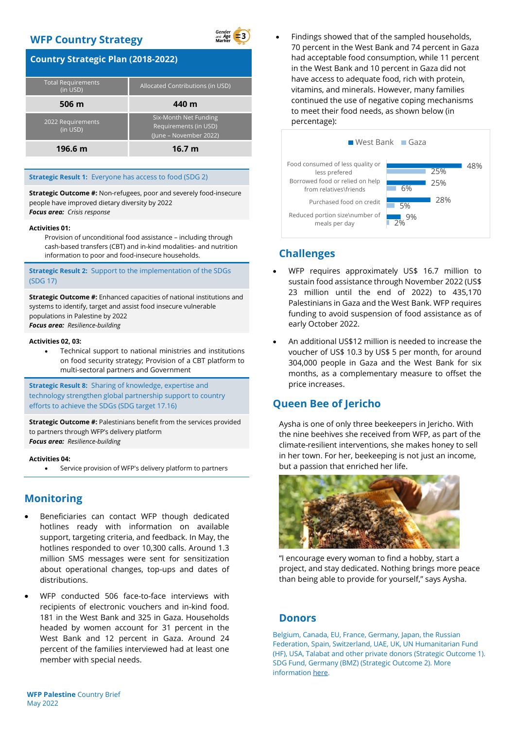## WFP Country Strategy

Gender and Age Marker

### Country Strategic Plan (2018-2022)

| Total Requirements (in USD) | Allocated Contributions (in USD) |
|---|---|
| 506 m | 440 m |
| 2022 Requirements (in USD) | Six-Month Net Funding Requirements (in USD) (June – November 2022) |
| 196.6 m | 16.7 m |

**Strategic Result 1:** Everyone has access to food (SDG 2)

**Strategic Outcome #:** Non-refugees, poor and severely food-insecure people have improved dietary diversity by 2022

***Focus area:*** *Crisis response*

**Activities 01:**

Provision of unconditional food assistance – including through cash-based transfers (CBT) and in-kind modalities- and nutrition information to poor and food-insecure households.

**Strategic Result 2:** Support to the implementation of the SDGs (SDG 17)

**Strategic Outcome #:** Enhanced capacities of national institutions and systems to identify, target and assist food insecure vulnerable populations in Palestine by 2022

***Focus area:*** *Resilience-building*

**Activities 02, 03:**

- Technical support to national ministries and institutions on food security strategy; Provision of a CBT platform to multi-sectoral partners and Government

**Strategic Result 8:** Sharing of knowledge, expertise and technology strengthen global partnership support to country efforts to achieve the SDGs (SDG target 17.16)

**Strategic Outcome #:** Palestinians benefit from the services provided to partners through WFP's delivery platform

***Focus area:*** *Resilience-building*

**Activities 04:**

- Service provision of WFP's delivery platform to partners

## Monitoring

- Beneficiaries can contact WFP though dedicated hotlines ready with information on available support, targeting criteria, and feedback. In May, the hotlines responded to over 10,300 calls. Around 1.3 million SMS messages were sent for sensitization about operational changes, top-ups and dates of distributions.
- WFP conducted 506 face-to-face interviews with recipients of electronic vouchers and in-kind food. 181 in the West Bank and 325 in Gaza. Households headed by women account for 31 percent in the West Bank and 12 percent in Gaza. Around 24 percent of the families interviewed had at least one member with special needs.
- Findings showed that of the sampled households, 70 percent in the West Bank and 74 percent in Gaza had acceptable food consumption, while 11 percent in the West Bank and 10 percent in Gaza did not have access to adequate food, rich with protein, vitamins, and minerals. However, many families continued the use of negative coping mechanisms to meet their food needs, as shown below (in percentage):

West Bank  Gaza

Food consumed of less quality or less prefered: 48%, 25%

Borrowed food or relied on help from relatives\friends: 25%, 6%

Purchased food on credit: 28%, 5%

Reduced portion size\number of meals per day: 9%, 2%

## Challenges

- WFP requires approximately US$ 16.7 million to sustain food assistance through November 2022 (US$ 23 million until the end of 2022) to 435,170 Palestinians in Gaza and the West Bank. WFP requires funding to avoid suspension of food assistance as of early October 2022.
- An additional US$12 million is needed to increase the voucher of US$ 10.3 by US$ 5 per month, for around 304,000 people in Gaza and the West Bank for six months, as a complementary measure to offset the price increases.

## Queen Bee of Jericho

Aysha is one of only three beekeepers in Jericho. With the nine beehives she received from WFP, as part of the climate-resilient interventions, she makes honey to sell in her town. For her, beekeeping is not just an income, but a passion that enriched her life.

"I encourage every woman to find a hobby, start a project, and stay dedicated. Nothing brings more peace than being able to provide for yourself," says Aysha.

## Donors

Belgium, Canada, EU, France, Germany, Japan, the Russian Federation, Spain, Switzerland, UAE, UK, UN Humanitarian Fund (HF), USA, Talabat and other private donors (Strategic Outcome 1). SDG Fund, Germany (BMZ) (Strategic Outcome 2). More information here.